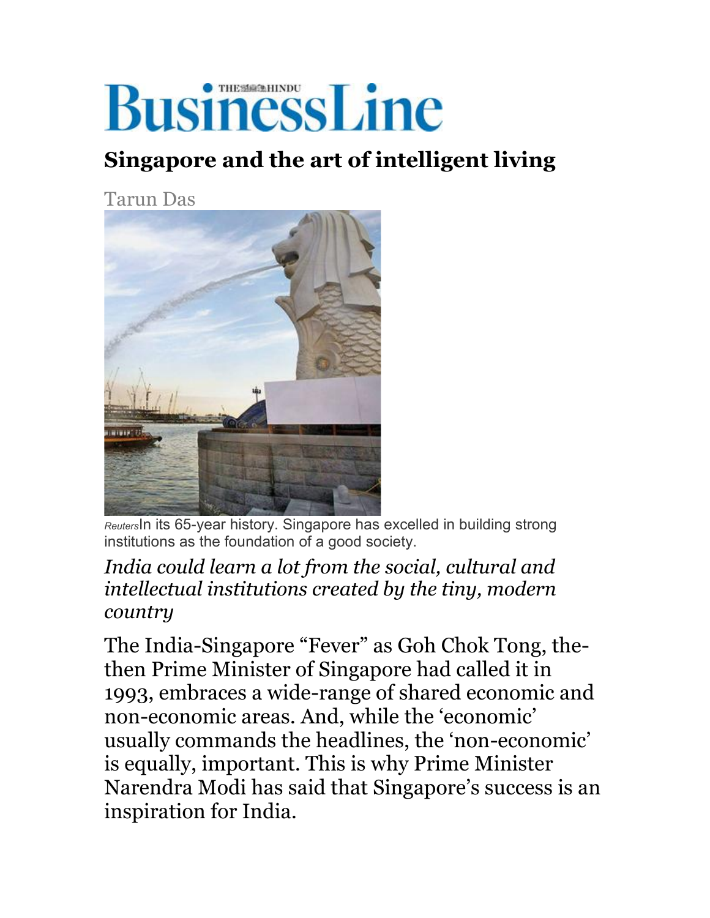# BusinessLine

## Singapore and the art of intelligent living

Tarun Das

*Reuters* In its 65-year history. Singapore has excelled in building strong institutions as the foundation of a good society.

*India could learn a lot from the social, cultural and intellectual institutions created by the tiny, modern country*

The India-Singapore "Fever" as Goh Chok Tong, the-then Prime Minister of Singapore had called it in 1993, embraces a wide-range of shared economic and non-economic areas. And, while the 'economic' usually commands the headlines, the 'non-economic' is equally, important. This is why Prime Minister Narendra Modi has said that Singapore's success is an inspiration for India.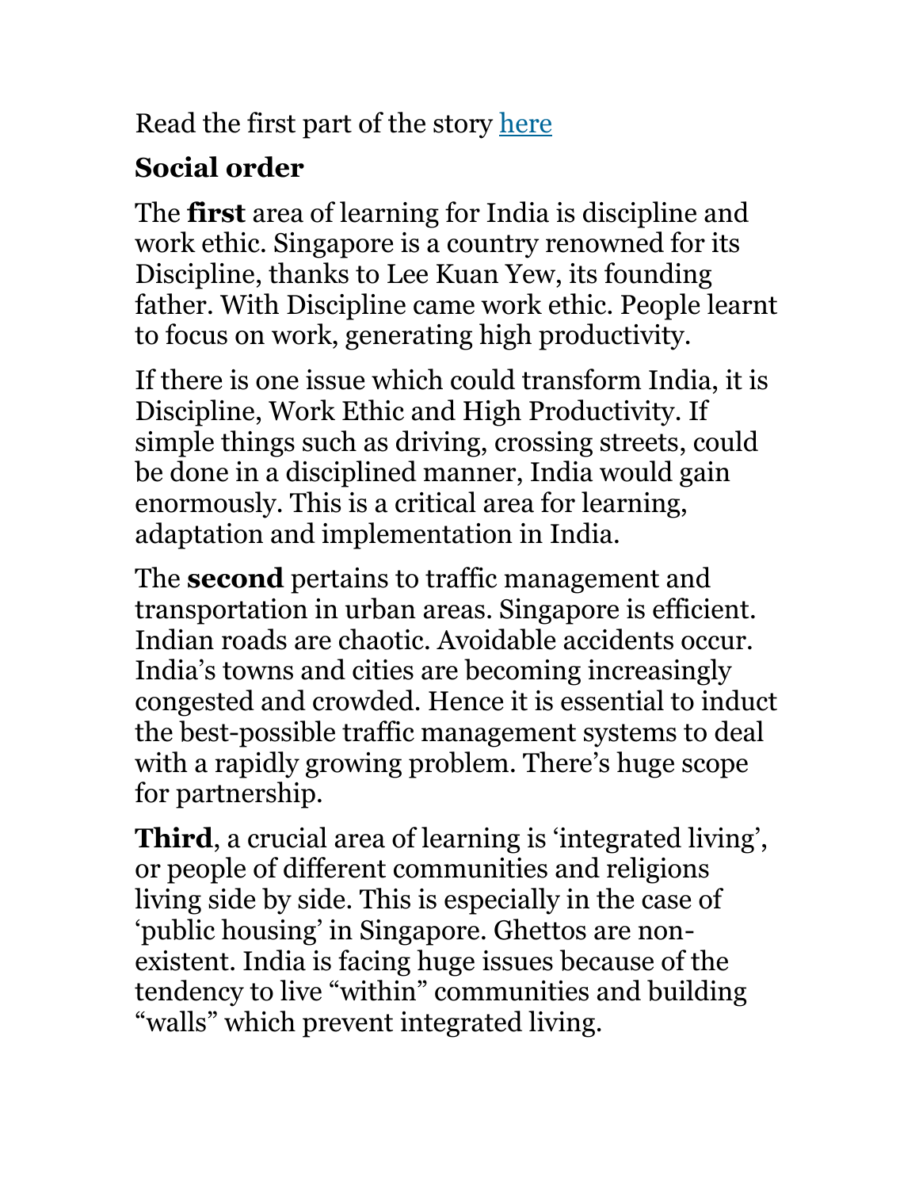Read the first part of the story here

## Social order

The **first** area of learning for India is discipline and work ethic. Singapore is a country renowned for its Discipline, thanks to Lee Kuan Yew, its founding father. With Discipline came work ethic. People learnt to focus on work, generating high productivity.

If there is one issue which could transform India, it is Discipline, Work Ethic and High Productivity. If simple things such as driving, crossing streets, could be done in a disciplined manner, India would gain enormously. This is a critical area for learning, adaptation and implementation in India.

The **second** pertains to traffic management and transportation in urban areas. Singapore is efficient. Indian roads are chaotic. Avoidable accidents occur. India's towns and cities are becoming increasingly congested and crowded. Hence it is essential to induct the best-possible traffic management systems to deal with a rapidly growing problem. There's huge scope for partnership.

**Third**, a crucial area of learning is 'integrated living', or people of different communities and religions living side by side. This is especially in the case of 'public housing' in Singapore. Ghettos are non-existent. India is facing huge issues because of the tendency to live "within" communities and building "walls" which prevent integrated living.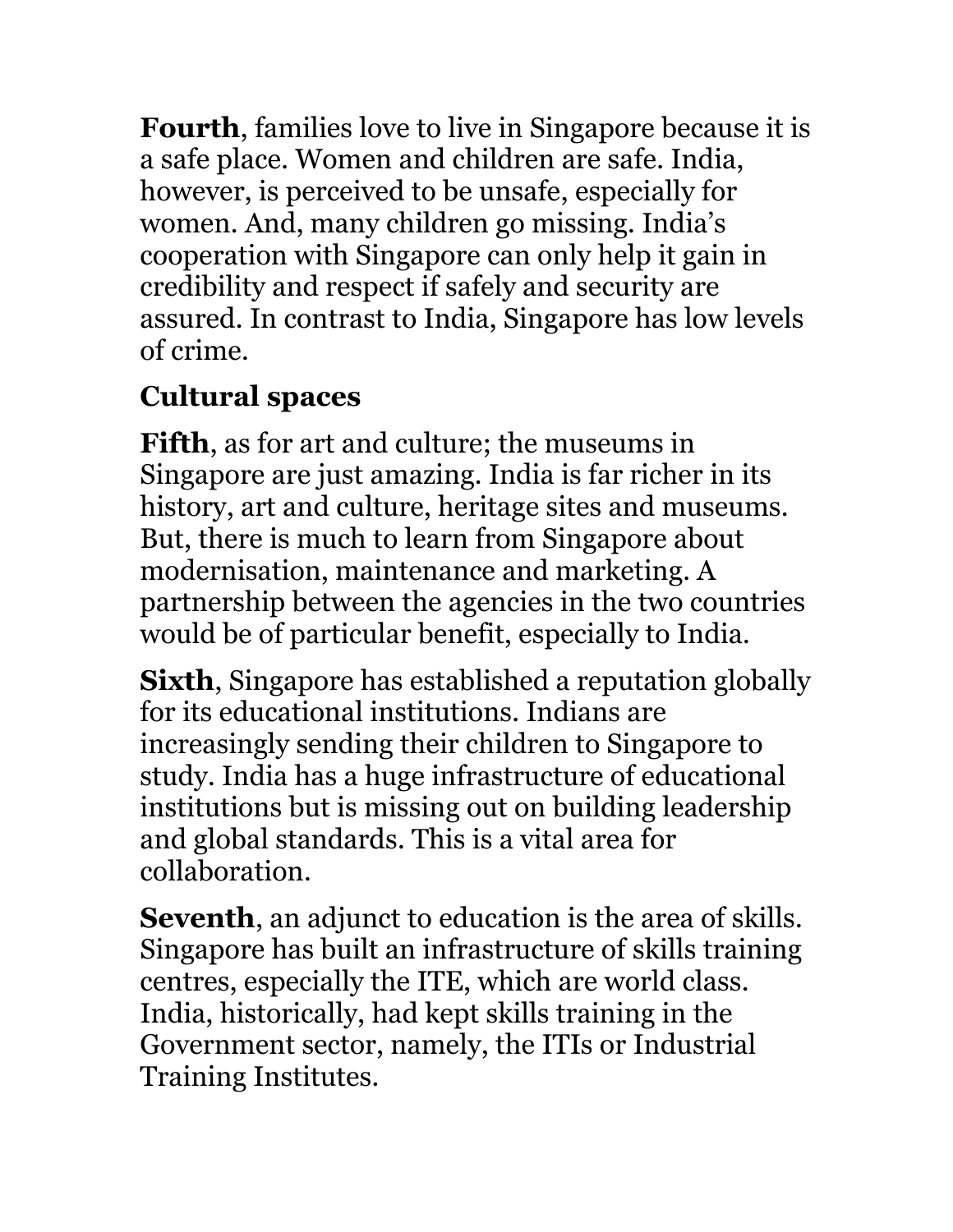**Fourth**, families love to live in Singapore because it is a safe place. Women and children are safe. India, however, is perceived to be unsafe, especially for women. And, many children go missing. India's cooperation with Singapore can only help it gain in credibility and respect if safely and security are assured. In contrast to India, Singapore has low levels of crime.

## Cultural spaces

**Fifth**, as for art and culture; the museums in Singapore are just amazing. India is far richer in its history, art and culture, heritage sites and museums. But, there is much to learn from Singapore about modernisation, maintenance and marketing. A partnership between the agencies in the two countries would be of particular benefit, especially to India.

**Sixth**, Singapore has established a reputation globally for its educational institutions. Indians are increasingly sending their children to Singapore to study. India has a huge infrastructure of educational institutions but is missing out on building leadership and global standards. This is a vital area for collaboration.

**Seventh**, an adjunct to education is the area of skills. Singapore has built an infrastructure of skills training centres, especially the ITE, which are world class. India, historically, had kept skills training in the Government sector, namely, the ITIs or Industrial Training Institutes.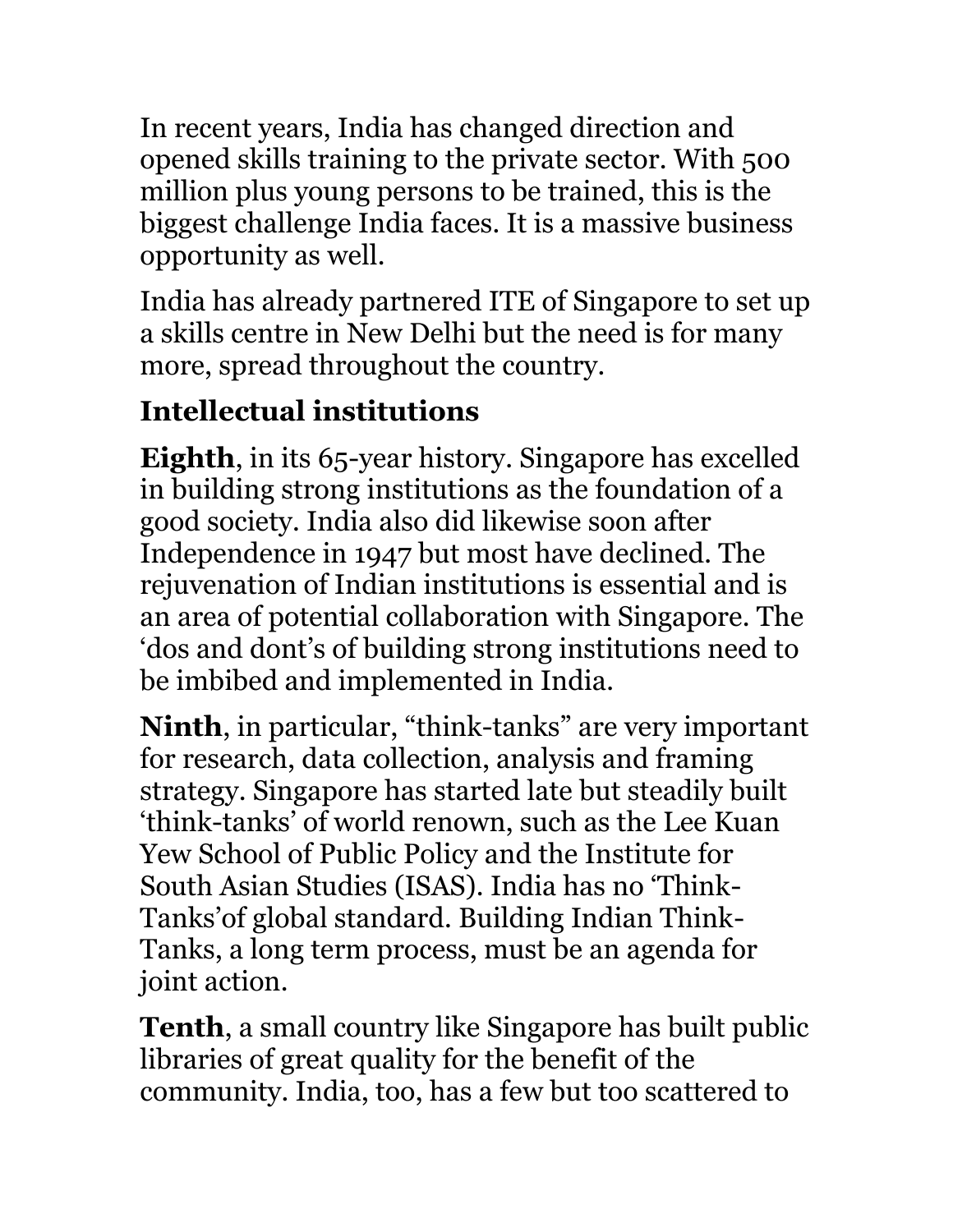In recent years, India has changed direction and opened skills training to the private sector. With 500 million plus young persons to be trained, this is the biggest challenge India faces. It is a massive business opportunity as well.

India has already partnered ITE of Singapore to set up a skills centre in New Delhi but the need is for many more, spread throughout the country.

## Intellectual institutions

**Eighth**, in its 65-year history. Singapore has excelled in building strong institutions as the foundation of a good society. India also did likewise soon after Independence in 1947 but most have declined. The rejuvenation of Indian institutions is essential and is an area of potential collaboration with Singapore. The 'dos and dont's of building strong institutions need to be imbibed and implemented in India.

**Ninth**, in particular, "think-tanks" are very important for research, data collection, analysis and framing strategy. Singapore has started late but steadily built 'think-tanks' of world renown, such as the Lee Kuan Yew School of Public Policy and the Institute for South Asian Studies (ISAS). India has no 'Think-Tanks'of global standard. Building Indian Think-Tanks, a long term process, must be an agenda for joint action.

**Tenth**, a small country like Singapore has built public libraries of great quality for the benefit of the community. India, too, has a few but too scattered to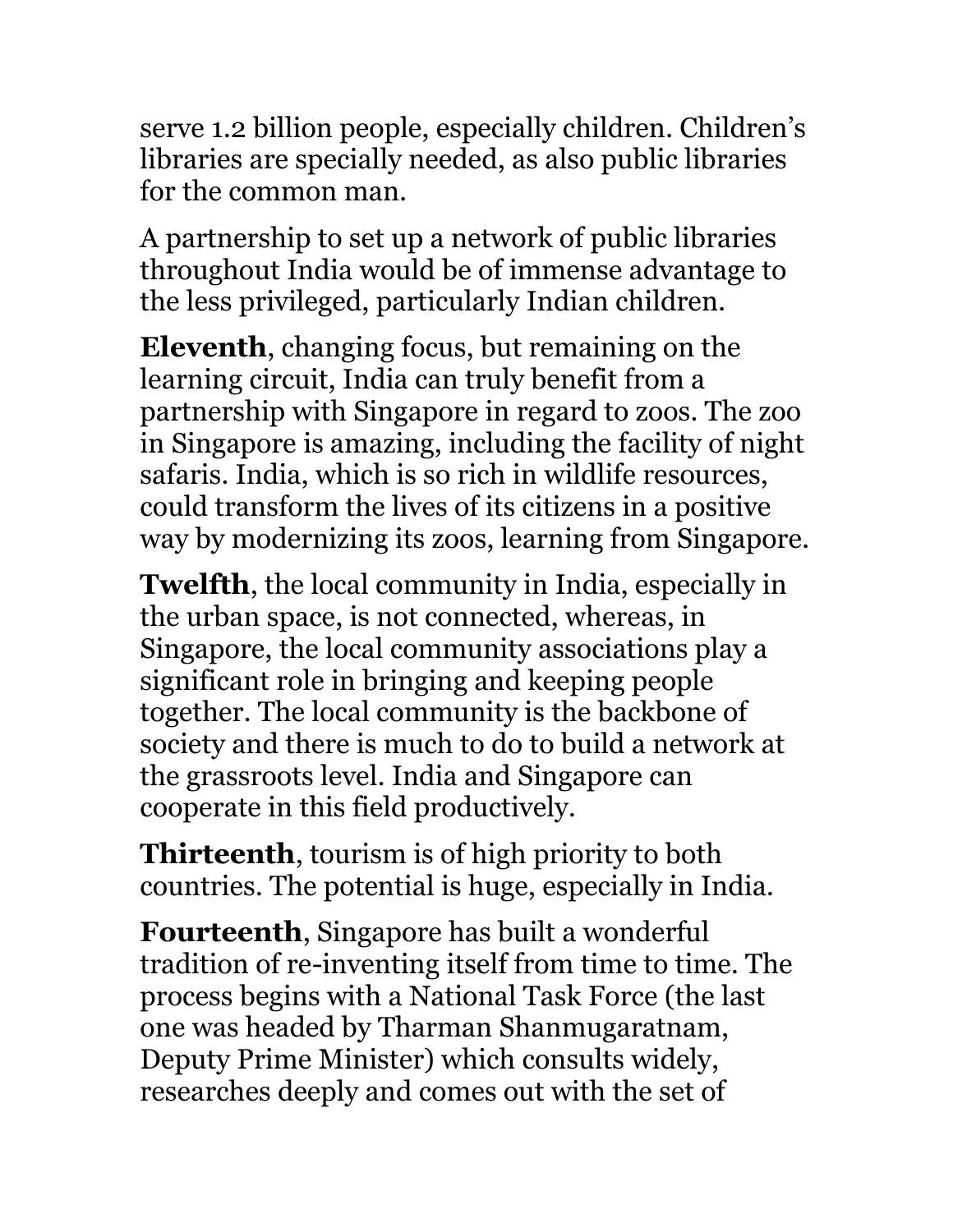serve 1.2 billion people, especially children. Children's libraries are specially needed, as also public libraries for the common man.

A partnership to set up a network of public libraries throughout India would be of immense advantage to the less privileged, particularly Indian children.

**Eleventh**, changing focus, but remaining on the learning circuit, India can truly benefit from a partnership with Singapore in regard to zoos. The zoo in Singapore is amazing, including the facility of night safaris. India, which is so rich in wildlife resources, could transform the lives of its citizens in a positive way by modernizing its zoos, learning from Singapore.

**Twelfth**, the local community in India, especially in the urban space, is not connected, whereas, in Singapore, the local community associations play a significant role in bringing and keeping people together. The local community is the backbone of society and there is much to do to build a network at the grassroots level. India and Singapore can cooperate in this field productively.

**Thirteenth**, tourism is of high priority to both countries. The potential is huge, especially in India.

**Fourteenth**, Singapore has built a wonderful tradition of re-inventing itself from time to time. The process begins with a National Task Force (the last one was headed by Tharman Shanmugaratnam, Deputy Prime Minister) which consults widely, researches deeply and comes out with the set of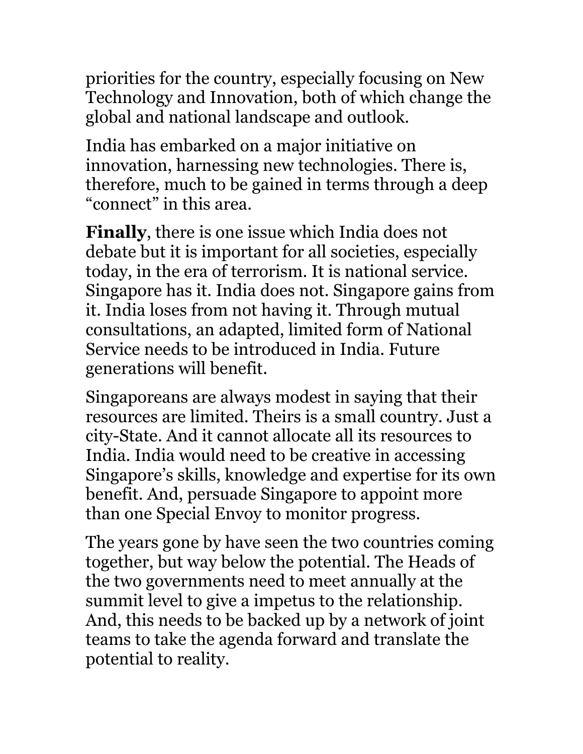priorities for the country, especially focusing on New Technology and Innovation, both of which change the global and national landscape and outlook.

India has embarked on a major initiative on innovation, harnessing new technologies. There is, therefore, much to be gained in terms through a deep "connect" in this area.

**Finally**, there is one issue which India does not debate but it is important for all societies, especially today, in the era of terrorism. It is national service. Singapore has it. India does not. Singapore gains from it. India loses from not having it. Through mutual consultations, an adapted, limited form of National Service needs to be introduced in India. Future generations will benefit.

Singaporeans are always modest in saying that their resources are limited. Theirs is a small country. Just a city-State. And it cannot allocate all its resources to India. India would need to be creative in accessing Singapore's skills, knowledge and expertise for its own benefit. And, persuade Singapore to appoint more than one Special Envoy to monitor progress.

The years gone by have seen the two countries coming together, but way below the potential. The Heads of the two governments need to meet annually at the summit level to give a impetus to the relationship. And, this needs to be backed up by a network of joint teams to take the agenda forward and translate the potential to reality.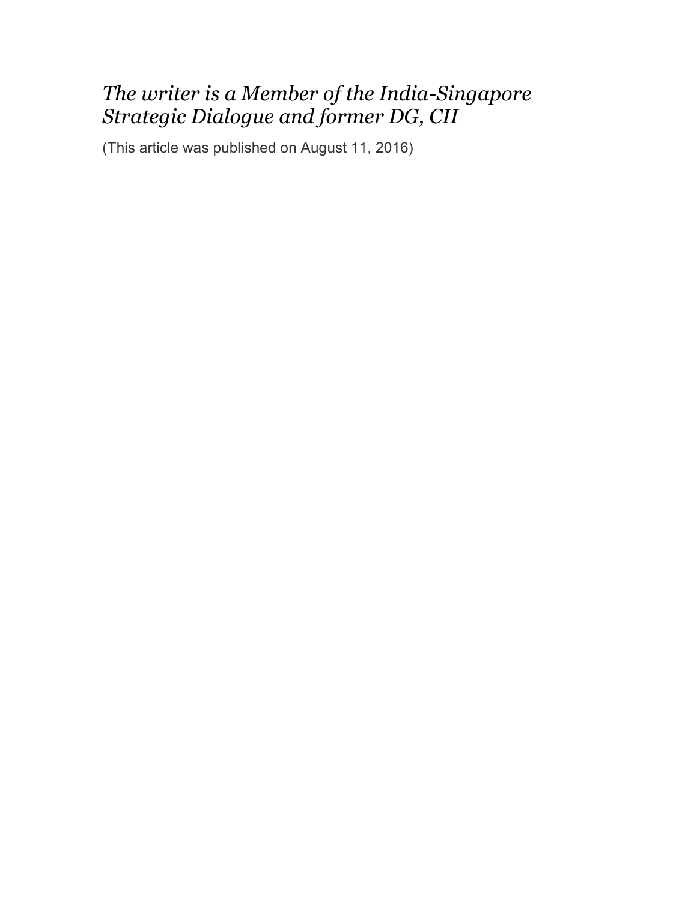*The writer is a Member of the India-Singapore Strategic Dialogue and former DG, CII*

(This article was published on August 11, 2016)